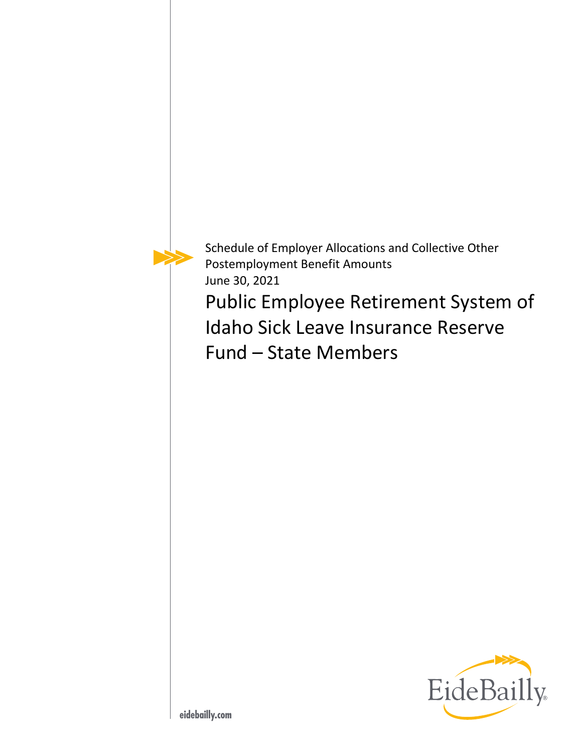Schedule of Employer Allocations and Collective Other Postemployment Benefit Amounts

June 30, 2021

# Public Employee Retirement System of Idaho Sick Leave Insurance Reserve Fund – State Members

EideBailly

eidebailly.com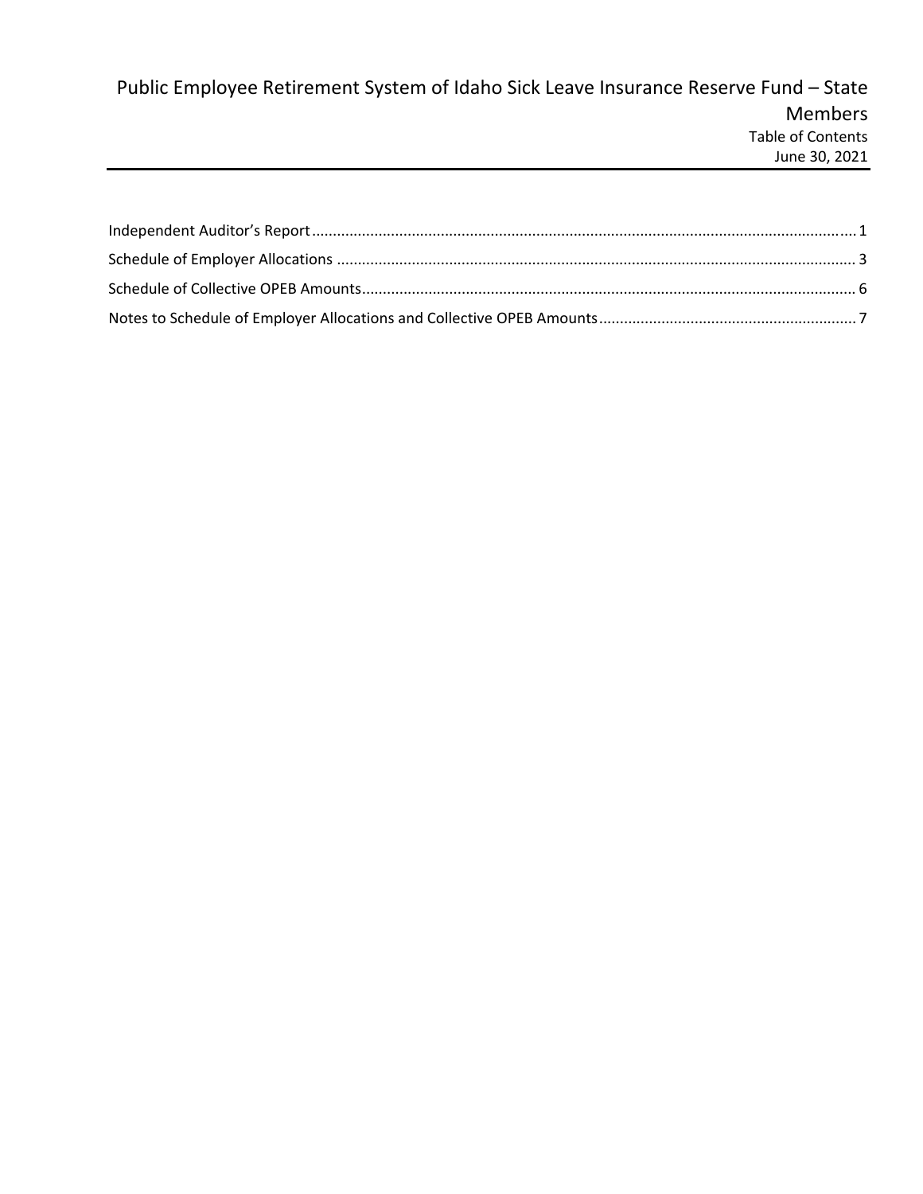# Public Employee Retirement System of Idaho Sick Leave Insurance Reserve Fund – State Members

Table of Contents

June 30, 2021

| | |
|---|---|
| Independent Auditor's Report | 1 |
| Schedule of Employer Allocations | 3 |
| Schedule of Collective OPEB Amounts | 6 |
| Notes to Schedule of Employer Allocations and Collective OPEB Amounts | 7 |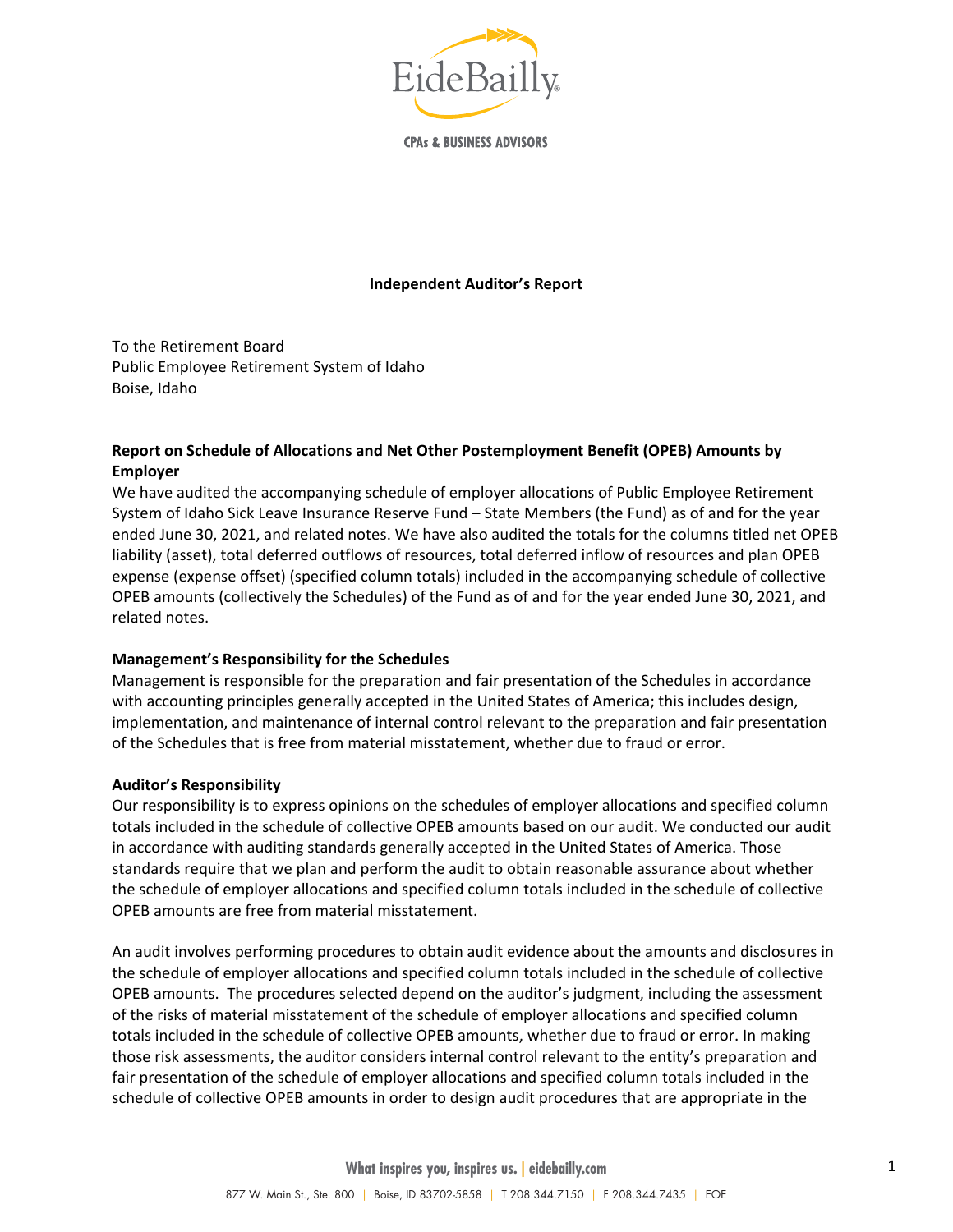**Independent Auditor's Report**

To the Retirement Board
Public Employee Retirement System of Idaho
Boise, Idaho

**Report on Schedule of Allocations and Net Other Postemployment Benefit (OPEB) Amounts by Employer**

We have audited the accompanying schedule of employer allocations of Public Employee Retirement System of Idaho Sick Leave Insurance Reserve Fund – State Members (the Fund) as of and for the year ended June 30, 2021, and related notes. We have also audited the totals for the columns titled net OPEB liability (asset), total deferred outflows of resources, total deferred inflow of resources and plan OPEB expense (expense offset) (specified column totals) included in the accompanying schedule of collective OPEB amounts (collectively the Schedules) of the Fund as of and for the year ended June 30, 2021, and related notes.

**Management's Responsibility for the Schedules**

Management is responsible for the preparation and fair presentation of the Schedules in accordance with accounting principles generally accepted in the United States of America; this includes design, implementation, and maintenance of internal control relevant to the preparation and fair presentation of the Schedules that is free from material misstatement, whether due to fraud or error.

**Auditor's Responsibility**

Our responsibility is to express opinions on the schedules of employer allocations and specified column totals included in the schedule of collective OPEB amounts based on our audit. We conducted our audit in accordance with auditing standards generally accepted in the United States of America. Those standards require that we plan and perform the audit to obtain reasonable assurance about whether the schedule of employer allocations and specified column totals included in the schedule of collective OPEB amounts are free from material misstatement.

An audit involves performing procedures to obtain audit evidence about the amounts and disclosures in the schedule of employer allocations and specified column totals included in the schedule of collective OPEB amounts. The procedures selected depend on the auditor's judgment, including the assessment of the risks of material misstatement of the schedule of employer allocations and specified column totals included in the schedule of collective OPEB amounts, whether due to fraud or error. In making those risk assessments, the auditor considers internal control relevant to the entity's preparation and fair presentation of the schedule of employer allocations and specified column totals included in the schedule of collective OPEB amounts in order to design audit procedures that are appropriate in the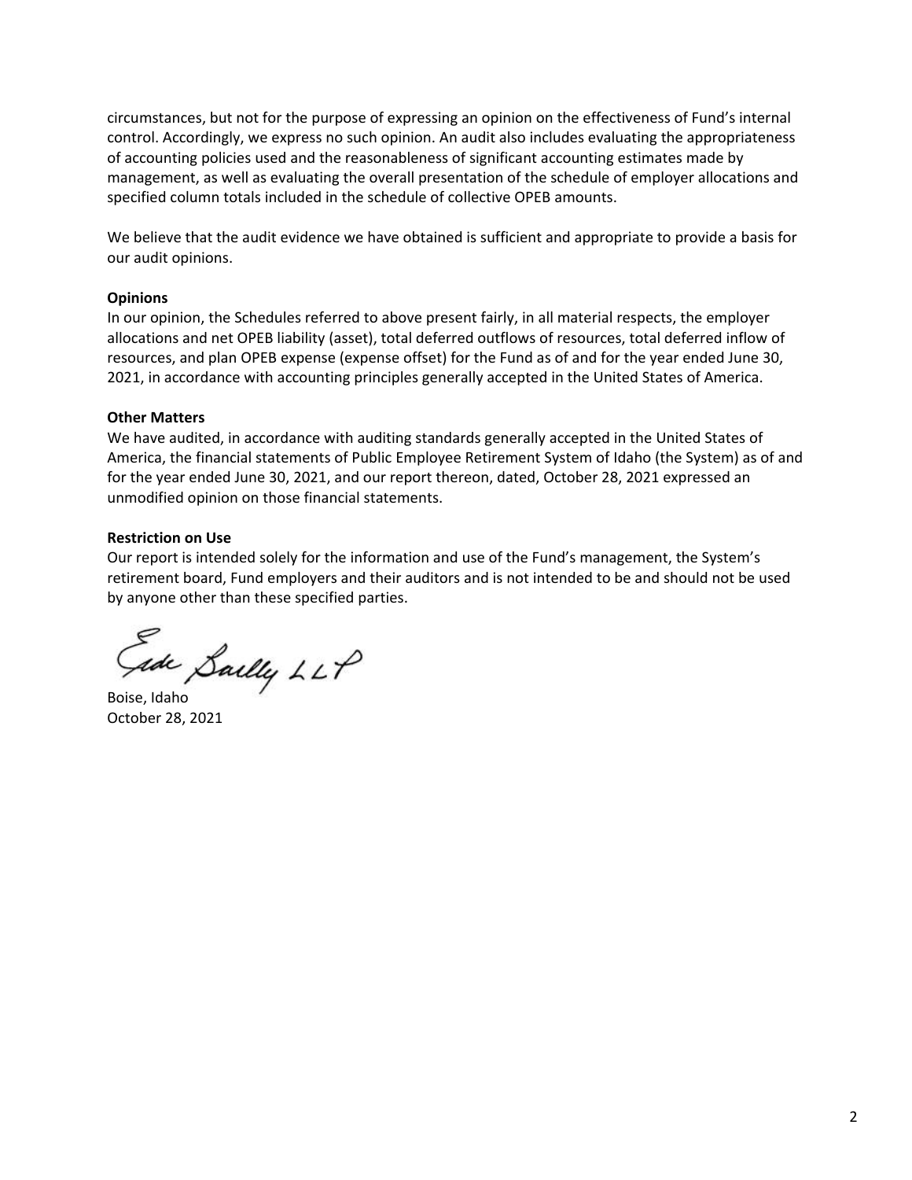circumstances, but not for the purpose of expressing an opinion on the effectiveness of Fund's internal control. Accordingly, we express no such opinion. An audit also includes evaluating the appropriateness of accounting policies used and the reasonableness of significant accounting estimates made by management, as well as evaluating the overall presentation of the schedule of employer allocations and specified column totals included in the schedule of collective OPEB amounts.

We believe that the audit evidence we have obtained is sufficient and appropriate to provide a basis for our audit opinions.

**Opinions**

In our opinion, the Schedules referred to above present fairly, in all material respects, the employer allocations and net OPEB liability (asset), total deferred outflows of resources, total deferred inflow of resources, and plan OPEB expense (expense offset) for the Fund as of and for the year ended June 30, 2021, in accordance with accounting principles generally accepted in the United States of America.

**Other Matters**

We have audited, in accordance with auditing standards generally accepted in the United States of America, the financial statements of Public Employee Retirement System of Idaho (the System) as of and for the year ended June 30, 2021, and our report thereon, dated, October 28, 2021 expressed an unmodified opinion on those financial statements.

**Restriction on Use**

Our report is intended solely for the information and use of the Fund's management, the System's retirement board, Fund employers and their auditors and is not intended to be and should not be used by anyone other than these specified parties.

Eide Bailly LLP

Boise, Idaho
October 28, 2021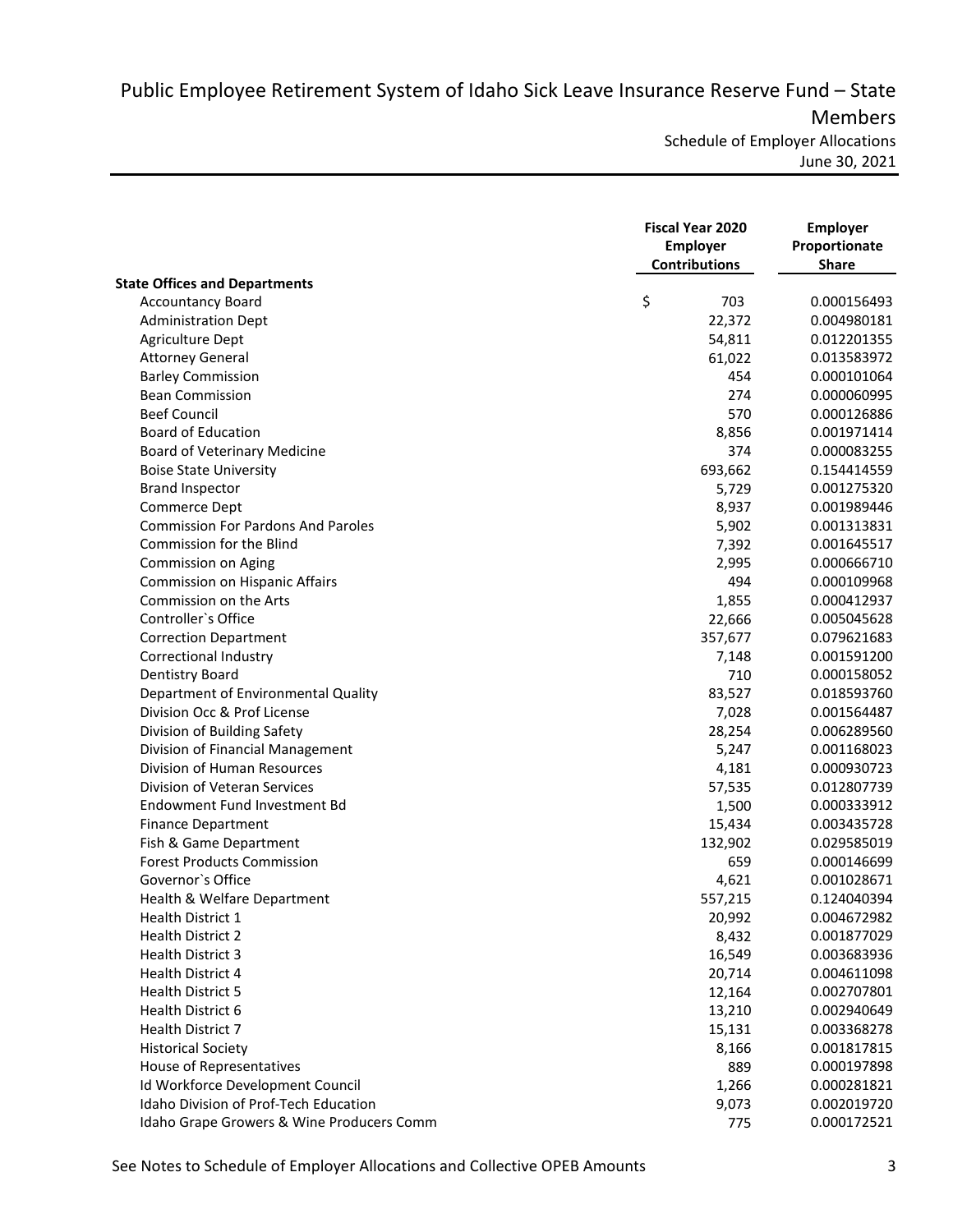# Public Employee Retirement System of Idaho Sick Leave Insurance Reserve Fund – State Members

Schedule of Employer Allocations

June 30, 2021

| | Fiscal Year 2020 Employer Contributions | Employer Proportionate Share |
|---|---|---|
| **State Offices and Departments** | | |
| Accountancy Board | $ 703 | 0.000156493 |
| Administration Dept | 22,372 | 0.004980181 |
| Agriculture Dept | 54,811 | 0.012201355 |
| Attorney General | 61,022 | 0.013583972 |
| Barley Commission | 454 | 0.000101064 |
| Bean Commission | 274 | 0.000060995 |
| Beef Council | 570 | 0.000126886 |
| Board of Education | 8,856 | 0.001971414 |
| Board of Veterinary Medicine | 374 | 0.000083255 |
| Boise State University | 693,662 | 0.154414559 |
| Brand Inspector | 5,729 | 0.001275320 |
| Commerce Dept | 8,937 | 0.001989446 |
| Commission For Pardons And Paroles | 5,902 | 0.001313831 |
| Commission for the Blind | 7,392 | 0.001645517 |
| Commission on Aging | 2,995 | 0.000666710 |
| Commission on Hispanic Affairs | 494 | 0.000109968 |
| Commission on the Arts | 1,855 | 0.000412937 |
| Controller`s Office | 22,666 | 0.005045628 |
| Correction Department | 357,677 | 0.079621683 |
| Correctional Industry | 7,148 | 0.001591200 |
| Dentistry Board | 710 | 0.000158052 |
| Department of Environmental Quality | 83,527 | 0.018593760 |
| Division Occ & Prof License | 7,028 | 0.001564487 |
| Division of Building Safety | 28,254 | 0.006289560 |
| Division of Financial Management | 5,247 | 0.001168023 |
| Division of Human Resources | 4,181 | 0.000930723 |
| Division of Veteran Services | 57,535 | 0.012807739 |
| Endowment Fund Investment Bd | 1,500 | 0.000333912 |
| Finance Department | 15,434 | 0.003435728 |
| Fish & Game Department | 132,902 | 0.029585019 |
| Forest Products Commission | 659 | 0.000146699 |
| Governor`s Office | 4,621 | 0.001028671 |
| Health & Welfare Department | 557,215 | 0.124040394 |
| Health District 1 | 20,992 | 0.004672982 |
| Health District 2 | 8,432 | 0.001877029 |
| Health District 3 | 16,549 | 0.003683936 |
| Health District 4 | 20,714 | 0.004611098 |
| Health District 5 | 12,164 | 0.002707801 |
| Health District 6 | 13,210 | 0.002940649 |
| Health District 7 | 15,131 | 0.003368278 |
| Historical Society | 8,166 | 0.001817815 |
| House of Representatives | 889 | 0.000197898 |
| Id Workforce Development Council | 1,266 | 0.000281821 |
| Idaho Division of Prof-Tech Education | 9,073 | 0.002019720 |
| Idaho Grape Growers & Wine Producers Comm | 775 | 0.000172521 |

See Notes to Schedule of Employer Allocations and Collective OPEB Amounts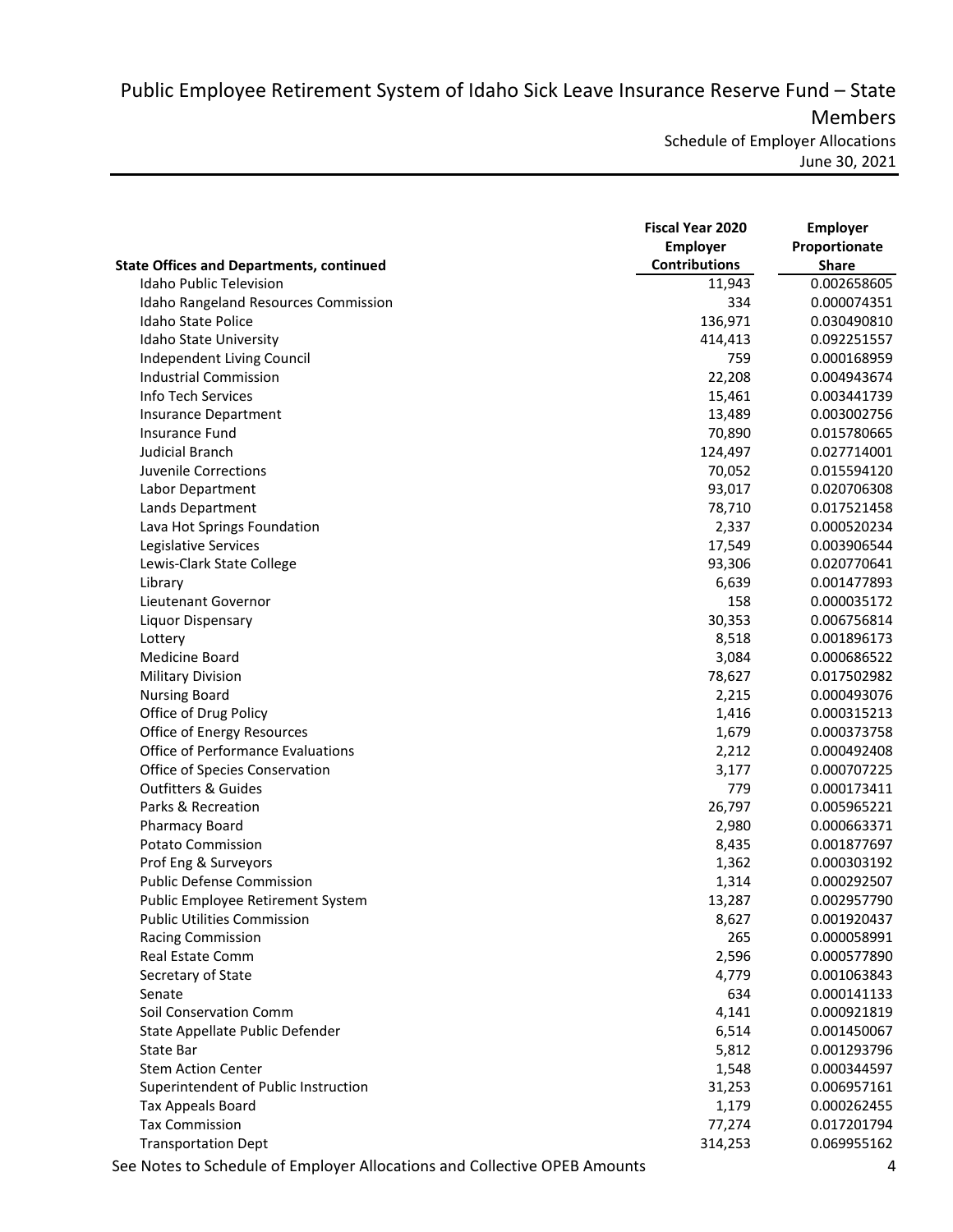# Public Employee Retirement System of Idaho Sick Leave Insurance Reserve Fund – State Members

Schedule of Employer Allocations
June 30, 2021

| State Offices and Departments, continued | Fiscal Year 2020 Employer Contributions | Employer Proportionate Share |
|---|---|---|
| Idaho Public Television | 11,943 | 0.002658605 |
| Idaho Rangeland Resources Commission | 334 | 0.000074351 |
| Idaho State Police | 136,971 | 0.030490810 |
| Idaho State University | 414,413 | 0.092251557 |
| Independent Living Council | 759 | 0.000168959 |
| Industrial Commission | 22,208 | 0.004943674 |
| Info Tech Services | 15,461 | 0.003441739 |
| Insurance Department | 13,489 | 0.003002756 |
| Insurance Fund | 70,890 | 0.015780665 |
| Judicial Branch | 124,497 | 0.027714001 |
| Juvenile Corrections | 70,052 | 0.015594120 |
| Labor Department | 93,017 | 0.020706308 |
| Lands Department | 78,710 | 0.017521458 |
| Lava Hot Springs Foundation | 2,337 | 0.000520234 |
| Legislative Services | 17,549 | 0.003906544 |
| Lewis-Clark State College | 93,306 | 0.020770641 |
| Library | 6,639 | 0.001477893 |
| Lieutenant Governor | 158 | 0.000035172 |
| Liquor Dispensary | 30,353 | 0.006756814 |
| Lottery | 8,518 | 0.001896173 |
| Medicine Board | 3,084 | 0.000686522 |
| Military Division | 78,627 | 0.017502982 |
| Nursing Board | 2,215 | 0.000493076 |
| Office of Drug Policy | 1,416 | 0.000315213 |
| Office of Energy Resources | 1,679 | 0.000373758 |
| Office of Performance Evaluations | 2,212 | 0.000492408 |
| Office of Species Conservation | 3,177 | 0.000707225 |
| Outfitters & Guides | 779 | 0.000173411 |
| Parks & Recreation | 26,797 | 0.005965221 |
| Pharmacy Board | 2,980 | 0.000663371 |
| Potato Commission | 8,435 | 0.001877697 |
| Prof Eng & Surveyors | 1,362 | 0.000303192 |
| Public Defense Commission | 1,314 | 0.000292507 |
| Public Employee Retirement System | 13,287 | 0.002957790 |
| Public Utilities Commission | 8,627 | 0.001920437 |
| Racing Commission | 265 | 0.000058991 |
| Real Estate Comm | 2,596 | 0.000577890 |
| Secretary of State | 4,779 | 0.001063843 |
| Senate | 634 | 0.000141133 |
| Soil Conservation Comm | 4,141 | 0.000921819 |
| State Appellate Public Defender | 6,514 | 0.001450067 |
| State Bar | 5,812 | 0.001293796 |
| Stem Action Center | 1,548 | 0.000344597 |
| Superintendent of Public Instruction | 31,253 | 0.006957161 |
| Tax Appeals Board | 1,179 | 0.000262455 |
| Tax Commission | 77,274 | 0.017201794 |
| Transportation Dept | 314,253 | 0.069955162 |

See Notes to Schedule of Employer Allocations and Collective OPEB Amounts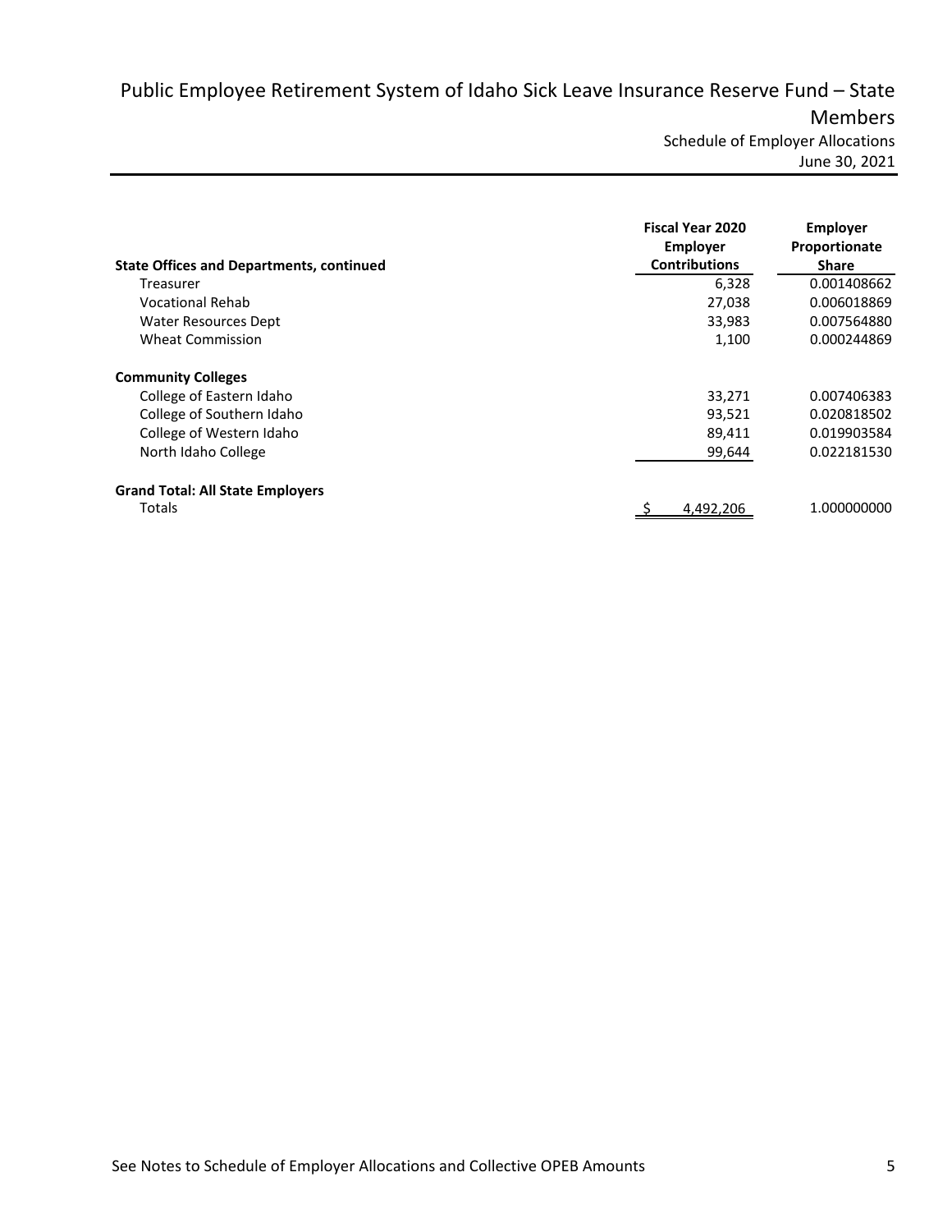# Public Employee Retirement System of Idaho Sick Leave Insurance Reserve Fund – State Members

Schedule of Employer Allocations

June 30, 2021

| State Offices and Departments, continued | Fiscal Year 2020 Employer Contributions | Employer Proportionate Share |
|---|---|---|
| Treasurer | 6,328 | 0.001408662 |
| Vocational Rehab | 27,038 | 0.006018869 |
| Water Resources Dept | 33,983 | 0.007564880 |
| Wheat Commission | 1,100 | 0.000244869 |
| **Community Colleges** | | |
| College of Eastern Idaho | 33,271 | 0.007406383 |
| College of Southern Idaho | 93,521 | 0.020818502 |
| College of Western Idaho | 89,411 | 0.019903584 |
| North Idaho College | 99,644 | 0.022181530 |
| **Grand Total: All State Employers** | | |
| Totals | $ 4,492,206 | 1.000000000 |

See Notes to Schedule of Employer Allocations and Collective OPEB Amounts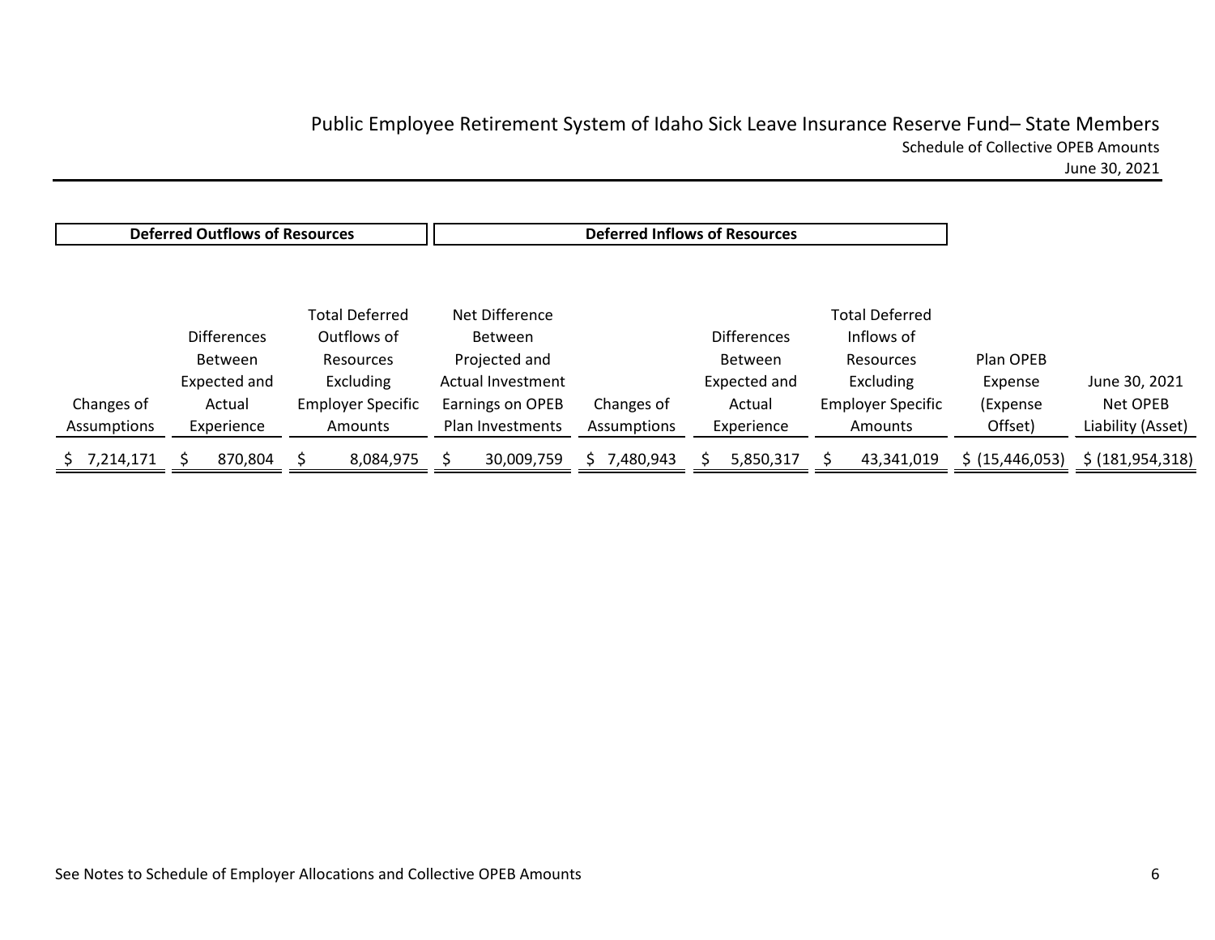# Public Employee Retirement System of Idaho Sick Leave Insurance Reserve Fund– State Members

## Schedule of Collective OPEB Amounts

June 30, 2021

| Deferred Outflows of Resources | | | Deferred Inflows of Resources | | | | | |
|---|---|---|---|---|---|---|---|---|
| Changes of Assumptions | Differences Between Expected and Actual Experience | Total Deferred Outflows of Resources Excluding Employer Specific Amounts | Net Difference Between Projected and Actual Investment Earnings on OPEB Plan Investments | Changes of Assumptions | Differences Between Expected and Actual Experience | Total Deferred Inflows of Resources Excluding Employer Specific Amounts | Plan OPEB Expense (Expense Offset) | June 30, 2021 Net OPEB Liability (Asset) |
| $ 7,214,171 | $ 870,804 | $ 8,084,975 | $ 30,009,759 | $ 7,480,943 | $ 5,850,317 | $ 43,341,019 | $ (15,446,053) | $ (181,954,318) |

See Notes to Schedule of Employer Allocations and Collective OPEB Amounts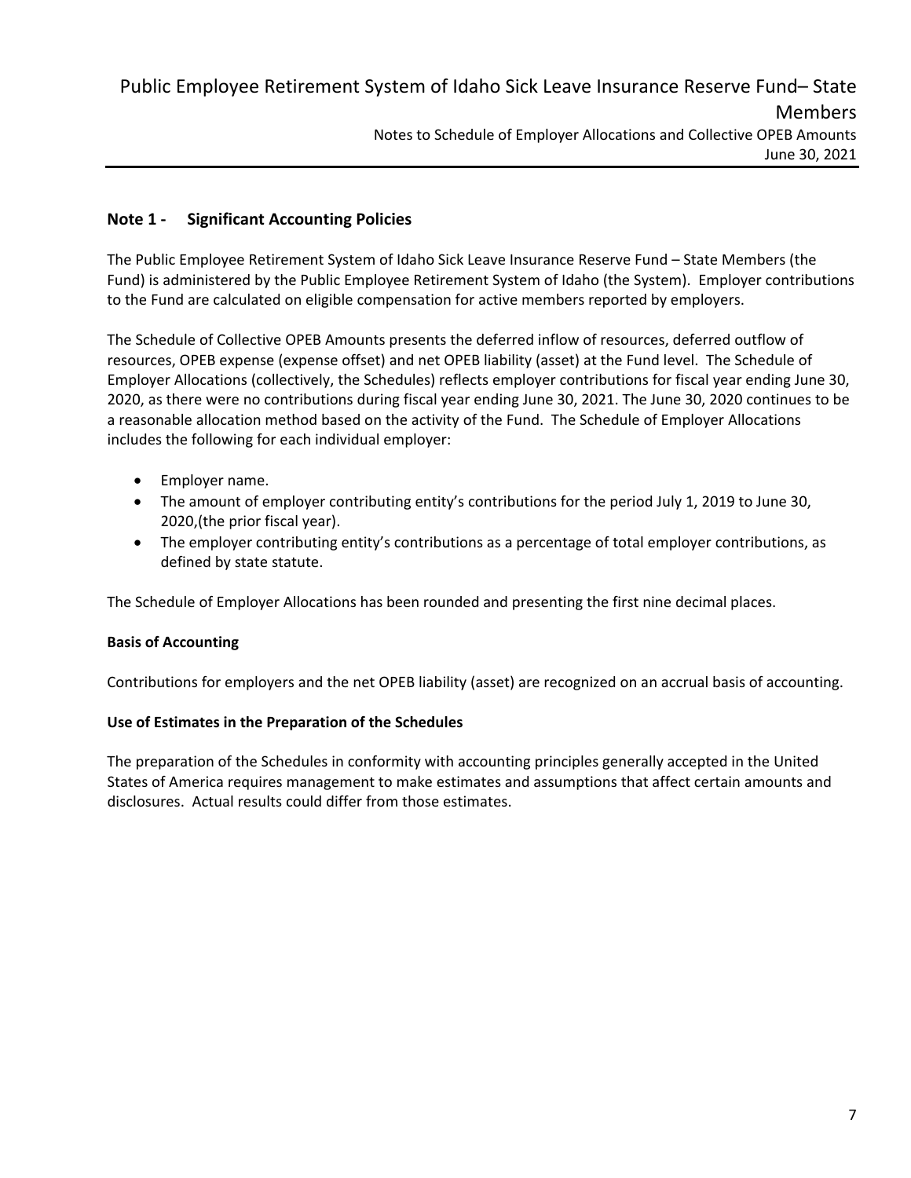## Note 1 - Significant Accounting Policies

The Public Employee Retirement System of Idaho Sick Leave Insurance Reserve Fund – State Members (the Fund) is administered by the Public Employee Retirement System of Idaho (the System). Employer contributions to the Fund are calculated on eligible compensation for active members reported by employers.

The Schedule of Collective OPEB Amounts presents the deferred inflow of resources, deferred outflow of resources, OPEB expense (expense offset) and net OPEB liability (asset) at the Fund level. The Schedule of Employer Allocations (collectively, the Schedules) reflects employer contributions for fiscal year ending June 30, 2020, as there were no contributions during fiscal year ending June 30, 2021. The June 30, 2020 continues to be a reasonable allocation method based on the activity of the Fund. The Schedule of Employer Allocations includes the following for each individual employer:

- Employer name.
- The amount of employer contributing entity's contributions for the period July 1, 2019 to June 30, 2020,(the prior fiscal year).
- The employer contributing entity's contributions as a percentage of total employer contributions, as defined by state statute.

The Schedule of Employer Allocations has been rounded and presenting the first nine decimal places.

### Basis of Accounting

Contributions for employers and the net OPEB liability (asset) are recognized on an accrual basis of accounting.

### Use of Estimates in the Preparation of the Schedules

The preparation of the Schedules in conformity with accounting principles generally accepted in the United States of America requires management to make estimates and assumptions that affect certain amounts and disclosures. Actual results could differ from those estimates.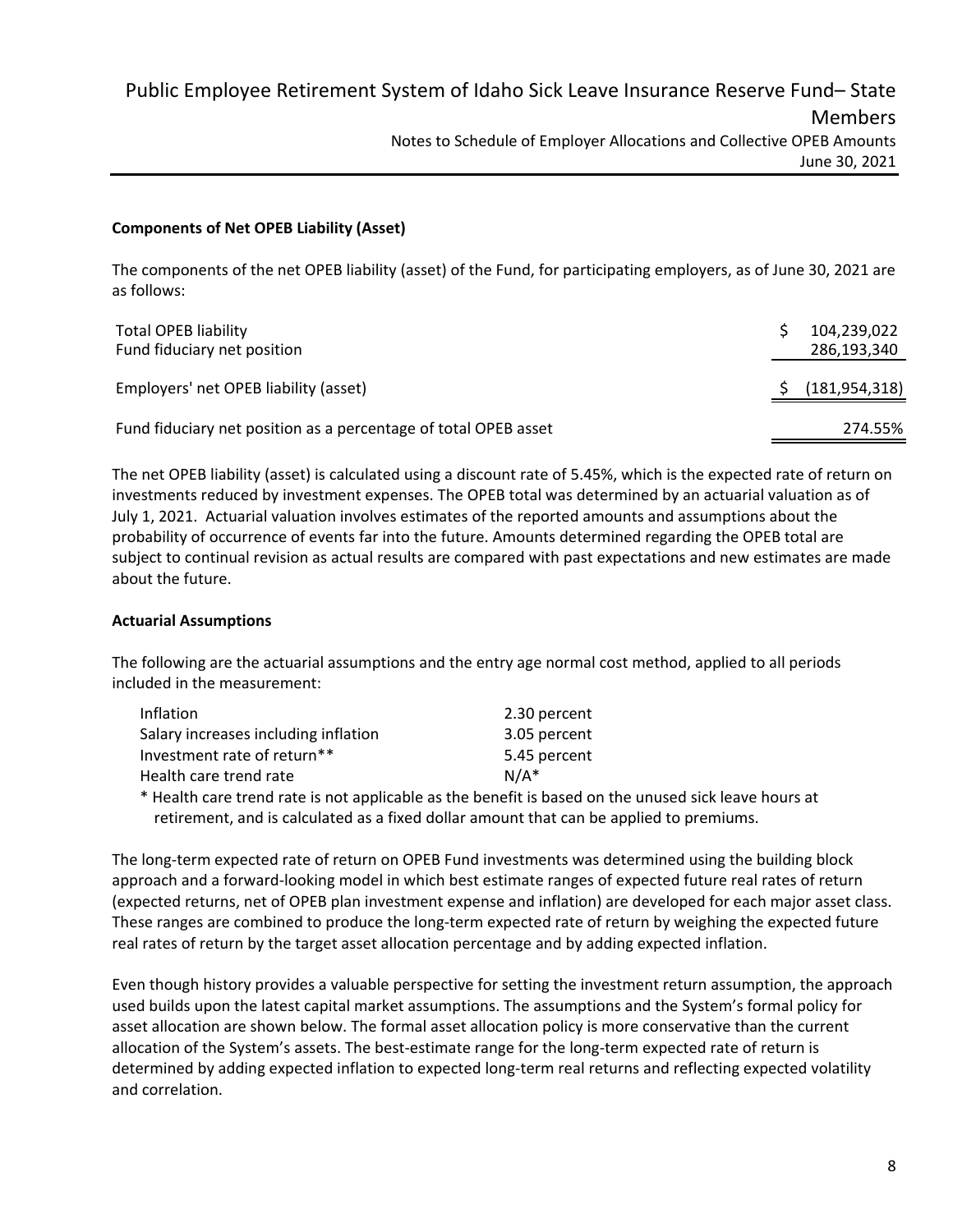#### Components of Net OPEB Liability (Asset)

The components of the net OPEB liability (asset) of the Fund, for participating employers, as of June 30, 2021 are as follows:

| | |
|---|---|
| Total OPEB liability | $ 104,239,022 |
| Fund fiduciary net position | 286,193,340 |
| Employers' net OPEB liability (asset) | $ (181,954,318) |
| Fund fiduciary net position as a percentage of total OPEB asset | 274.55% |

The net OPEB liability (asset) is calculated using a discount rate of 5.45%, which is the expected rate of return on investments reduced by investment expenses. The OPEB total was determined by an actuarial valuation as of July 1, 2021. Actuarial valuation involves estimates of the reported amounts and assumptions about the probability of occurrence of events far into the future. Amounts determined regarding the OPEB total are subject to continual revision as actual results are compared with past expectations and new estimates are made about the future.

#### Actuarial Assumptions

The following are the actuarial assumptions and the entry age normal cost method, applied to all periods included in the measurement:

| | |
|---|---|
| Inflation | 2.30 percent |
| Salary increases including inflation | 3.05 percent |
| Investment rate of return** | 5.45 percent |
| Health care trend rate | N/A* |

\* Health care trend rate is not applicable as the benefit is based on the unused sick leave hours at retirement, and is calculated as a fixed dollar amount that can be applied to premiums.

The long-term expected rate of return on OPEB Fund investments was determined using the building block approach and a forward-looking model in which best estimate ranges of expected future real rates of return (expected returns, net of OPEB plan investment expense and inflation) are developed for each major asset class. These ranges are combined to produce the long-term expected rate of return by weighing the expected future real rates of return by the target asset allocation percentage and by adding expected inflation.

Even though history provides a valuable perspective for setting the investment return assumption, the approach used builds upon the latest capital market assumptions. The assumptions and the System's formal policy for asset allocation are shown below. The formal asset allocation policy is more conservative than the current allocation of the System's assets. The best-estimate range for the long-term expected rate of return is determined by adding expected inflation to expected long-term real returns and reflecting expected volatility and correlation.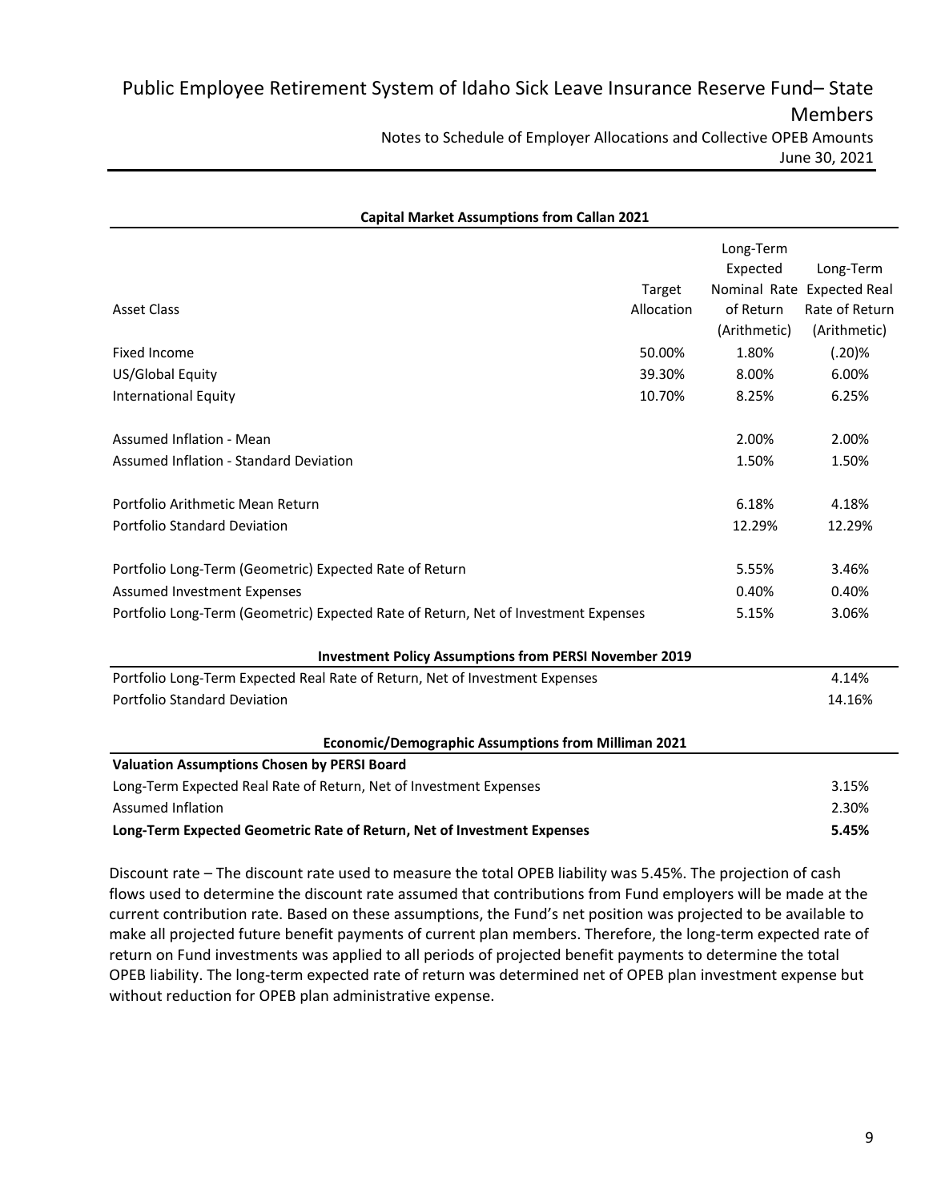**Capital Market Assumptions from Callan 2021**

| Asset Class | Target Allocation | Long-Term Expected Nominal Rate of Return (Arithmetic) | Long-Term Expected Real Rate of Return (Arithmetic) |
|---|---|---|---|
| Fixed Income | 50.00% | 1.80% | (.20)% |
| US/Global Equity | 39.30% | 8.00% | 6.00% |
| International Equity | 10.70% | 8.25% | 6.25% |
| | | | |
| Assumed Inflation - Mean | | 2.00% | 2.00% |
| Assumed Inflation - Standard Deviation | | 1.50% | 1.50% |
| | | | |
| Portfolio Arithmetic Mean Return | | 6.18% | 4.18% |
| Portfolio Standard Deviation | | 12.29% | 12.29% |
| | | | |
| Portfolio Long-Term (Geometric) Expected Rate of Return | | 5.55% | 3.46% |
| Assumed Investment Expenses | | 0.40% | 0.40% |
| Portfolio Long-Term (Geometric) Expected Rate of Return, Net of Investment Expenses | | 5.15% | 3.06% |

**Investment Policy Assumptions from PERSI November 2019**

| | |
|---|---|
| Portfolio Long-Term Expected Real Rate of Return, Net of Investment Expenses | 4.14% |
| Portfolio Standard Deviation | 14.16% |

**Economic/Demographic Assumptions from Milliman 2021**

| **Valuation Assumptions Chosen by PERSI Board** | |
|---|---|
| Long-Term Expected Real Rate of Return, Net of Investment Expenses | 3.15% |
| Assumed Inflation | 2.30% |
| **Long-Term Expected Geometric Rate of Return, Net of Investment Expenses** | **5.45%** |

Discount rate – The discount rate used to measure the total OPEB liability was 5.45%. The projection of cash flows used to determine the discount rate assumed that contributions from Fund employers will be made at the current contribution rate. Based on these assumptions, the Fund's net position was projected to be available to make all projected future benefit payments of current plan members. Therefore, the long-term expected rate of return on Fund investments was applied to all periods of projected benefit payments to determine the total OPEB liability. The long-term expected rate of return was determined net of OPEB plan investment expense but without reduction for OPEB plan administrative expense.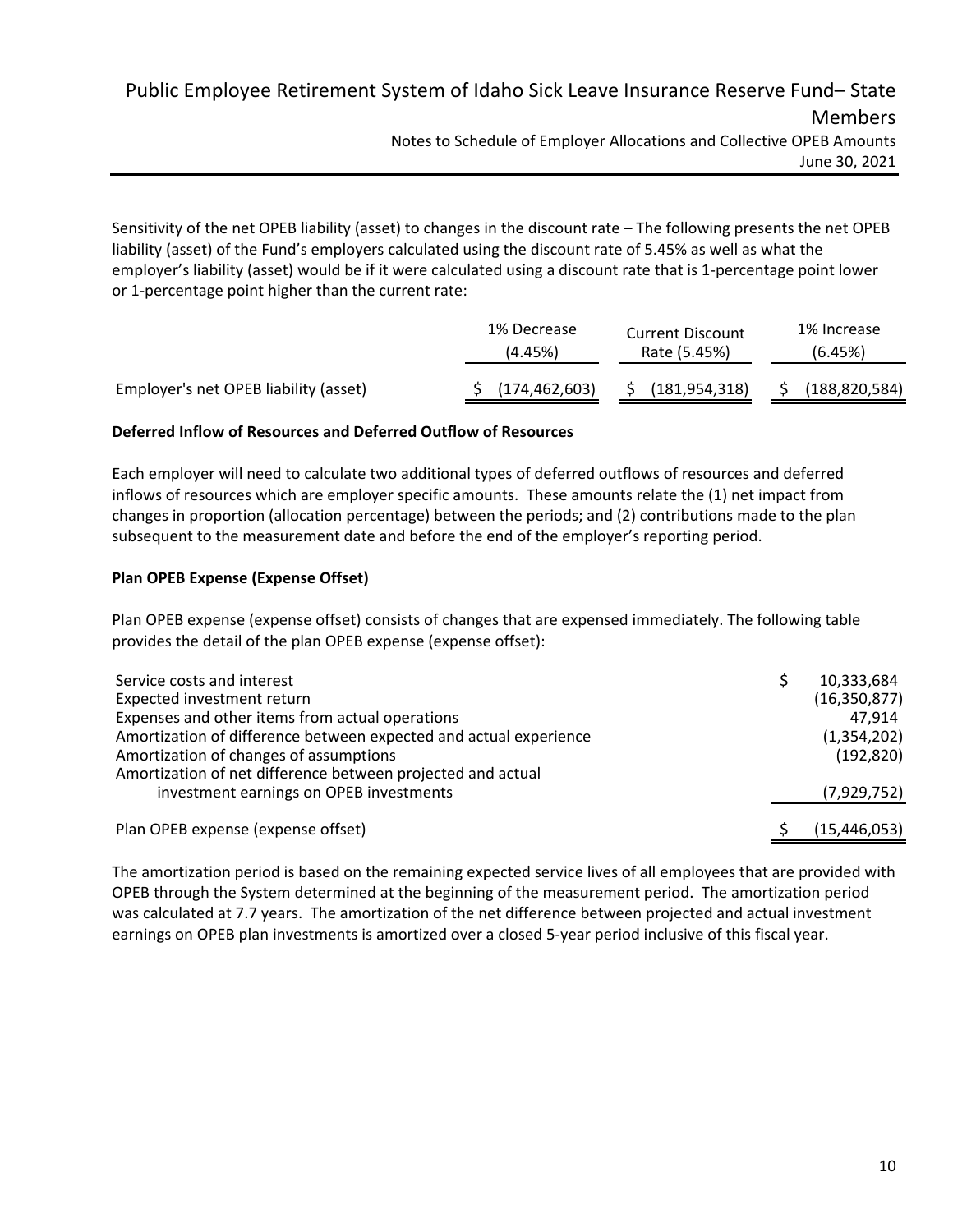Sensitivity of the net OPEB liability (asset) to changes in the discount rate – The following presents the net OPEB liability (asset) of the Fund's employers calculated using the discount rate of 5.45% as well as what the employer's liability (asset) would be if it were calculated using a discount rate that is 1-percentage point lower or 1-percentage point higher than the current rate:

| | 1% Decrease (4.45%) | Current Discount Rate (5.45%) | 1% Increase (6.45%) |
|---|---|---|---|
| Employer's net OPEB liability (asset) | $ (174,462,603) | $ (181,954,318) | $ (188,820,584) |

**Deferred Inflow of Resources and Deferred Outflow of Resources**

Each employer will need to calculate two additional types of deferred outflows of resources and deferred inflows of resources which are employer specific amounts. These amounts relate the (1) net impact from changes in proportion (allocation percentage) between the periods; and (2) contributions made to the plan subsequent to the measurement date and before the end of the employer's reporting period.

**Plan OPEB Expense (Expense Offset)**

Plan OPEB expense (expense offset) consists of changes that are expensed immediately. The following table provides the detail of the plan OPEB expense (expense offset):

| | |
|---|---|
| Service costs and interest | $ 10,333,684 |
| Expected investment return | (16,350,877) |
| Expenses and other items from actual operations | 47,914 |
| Amortization of difference between expected and actual experience | (1,354,202) |
| Amortization of changes of assumptions | (192,820) |
| Amortization of net difference between projected and actual investment earnings on OPEB investments | (7,929,752) |
| Plan OPEB expense (expense offset) | $ (15,446,053) |

The amortization period is based on the remaining expected service lives of all employees that are provided with OPEB through the System determined at the beginning of the measurement period. The amortization period was calculated at 7.7 years. The amortization of the net difference between projected and actual investment earnings on OPEB plan investments is amortized over a closed 5-year period inclusive of this fiscal year.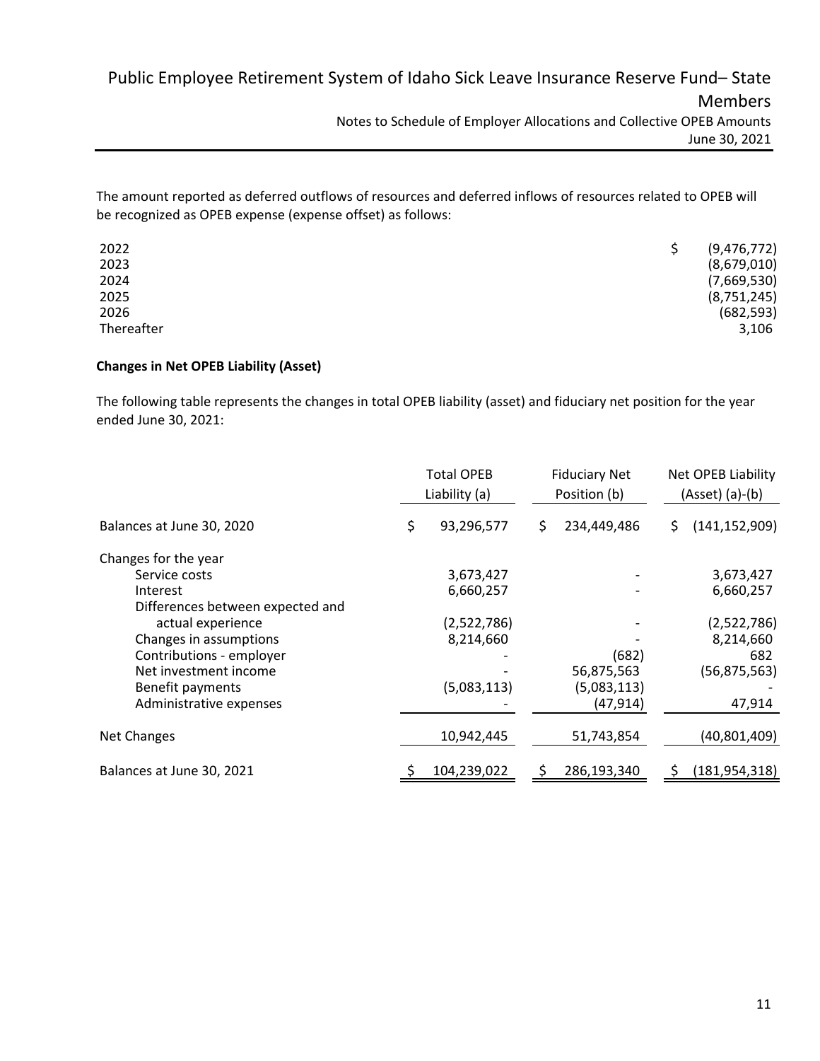The amount reported as deferred outflows of resources and deferred inflows of resources related to OPEB will be recognized as OPEB expense (expense offset) as follows:

| | |
|---|---|
| 2022 | $ (9,476,772) |
| 2023 | (8,679,010) |
| 2024 | (7,669,530) |
| 2025 | (8,751,245) |
| 2026 | (682,593) |
| Thereafter | 3,106 |

**Changes in Net OPEB Liability (Asset)**

The following table represents the changes in total OPEB liability (asset) and fiduciary net position for the year ended June 30, 2021:

| | Total OPEB Liability (a) | Fiduciary Net Position (b) | Net OPEB Liability (Asset) (a)-(b) |
|---|---|---|---|
| Balances at June 30, 2020 | $ 93,296,577 | $ 234,449,486 | $ (141,152,909) |
| Changes for the year | | | |
| Service costs | 3,673,427 | - | 3,673,427 |
| Interest | 6,660,257 | - | 6,660,257 |
| Differences between expected and actual experience | (2,522,786) | - | (2,522,786) |
| Changes in assumptions | 8,214,660 | - | 8,214,660 |
| Contributions - employer | - | (682) | 682 |
| Net investment income | - | 56,875,563 | (56,875,563) |
| Benefit payments | (5,083,113) | (5,083,113) | - |
| Administrative expenses | - | (47,914) | 47,914 |
| Net Changes | 10,942,445 | 51,743,854 | (40,801,409) |
| Balances at June 30, 2021 | $ 104,239,022 | $ 286,193,340 | $ (181,954,318) |